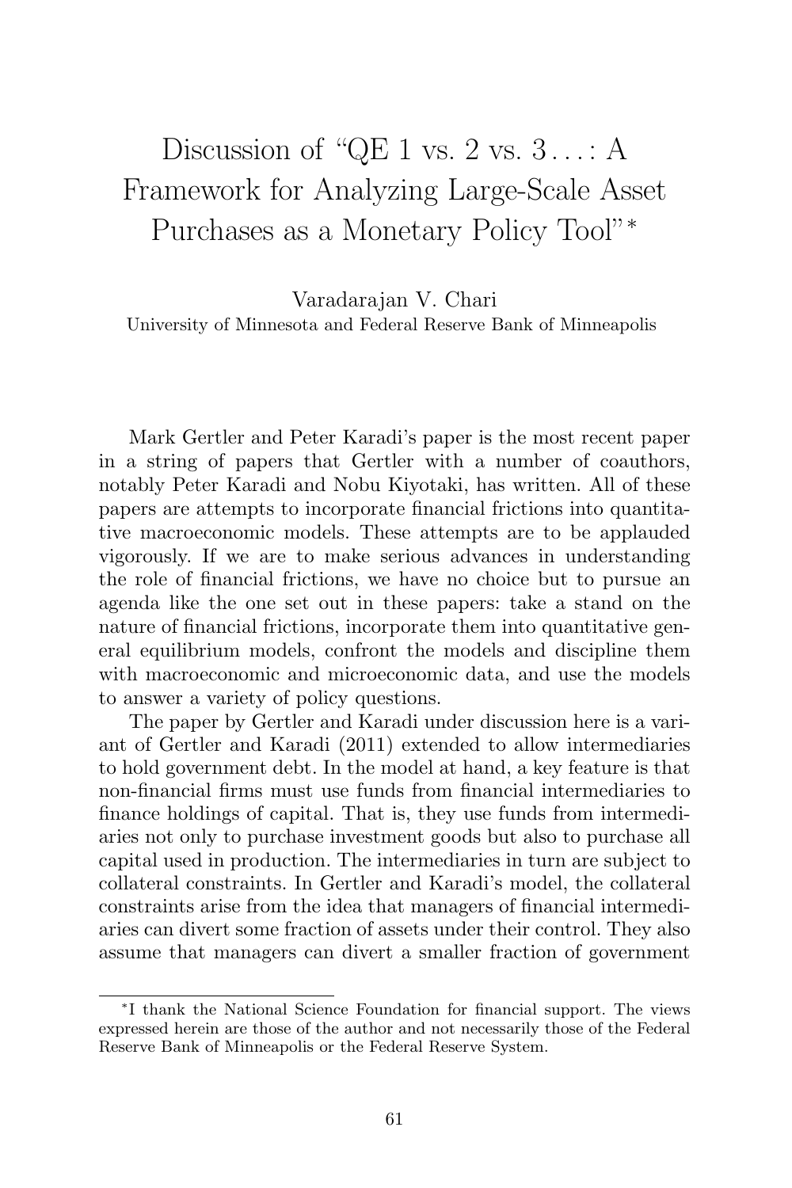# Discussion of "QE 1 vs. 2 vs. 3 . . . : A Framework for Analyzing Large-Scale Asset Purchases as a Monetary Policy Tool"*

Varadarajan V. Chari
University of Minnesota and Federal Reserve Bank of Minneapolis

Mark Gertler and Peter Karadi's paper is the most recent paper in a string of papers that Gertler with a number of coauthors, notably Peter Karadi and Nobu Kiyotaki, has written. All of these papers are attempts to incorporate financial frictions into quantitative macroeconomic models. These attempts are to be applauded vigorously. If we are to make serious advances in understanding the role of financial frictions, we have no choice but to pursue an agenda like the one set out in these papers: take a stand on the nature of financial frictions, incorporate them into quantitative general equilibrium models, confront the models and discipline them with macroeconomic and microeconomic data, and use the models to answer a variety of policy questions.

The paper by Gertler and Karadi under discussion here is a variant of Gertler and Karadi (2011) extended to allow intermediaries to hold government debt. In the model at hand, a key feature is that non-financial firms must use funds from financial intermediaries to finance holdings of capital. That is, they use funds from intermediaries not only to purchase investment goods but also to purchase all capital used in production. The intermediaries in turn are subject to collateral constraints. In Gertler and Karadi's model, the collateral constraints arise from the idea that managers of financial intermediaries can divert some fraction of assets under their control. They also assume that managers can divert a smaller fraction of government

*I thank the National Science Foundation for financial support. The views expressed herein are those of the author and not necessarily those of the Federal Reserve Bank of Minneapolis or the Federal Reserve System.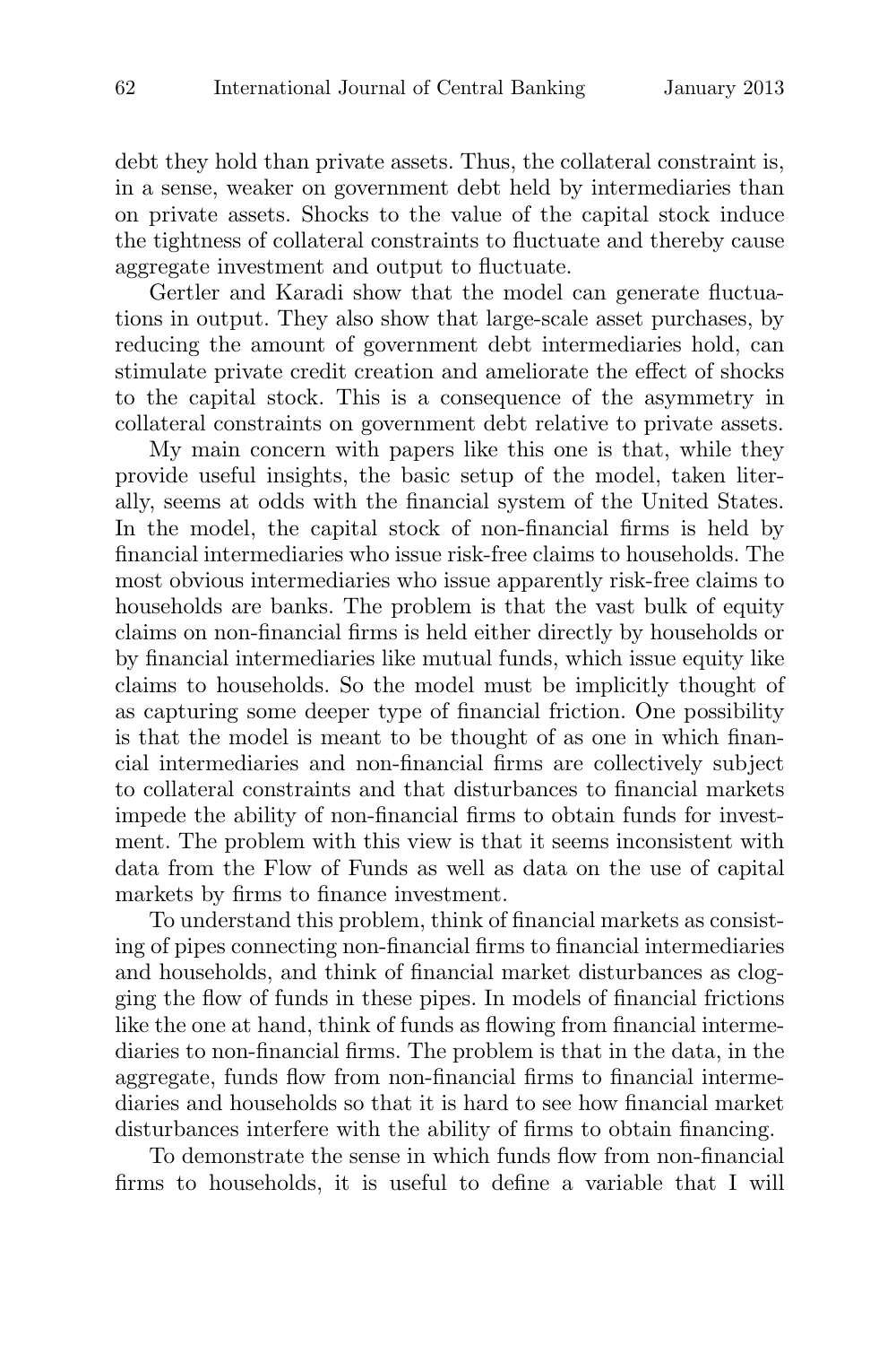debt they hold than private assets. Thus, the collateral constraint is, in a sense, weaker on government debt held by intermediaries than on private assets. Shocks to the value of the capital stock induce the tightness of collateral constraints to fluctuate and thereby cause aggregate investment and output to fluctuate.

Gertler and Karadi show that the model can generate fluctuations in output. They also show that large-scale asset purchases, by reducing the amount of government debt intermediaries hold, can stimulate private credit creation and ameliorate the effect of shocks to the capital stock. This is a consequence of the asymmetry in collateral constraints on government debt relative to private assets.

My main concern with papers like this one is that, while they provide useful insights, the basic setup of the model, taken literally, seems at odds with the financial system of the United States. In the model, the capital stock of non-financial firms is held by financial intermediaries who issue risk-free claims to households. The most obvious intermediaries who issue apparently risk-free claims to households are banks. The problem is that the vast bulk of equity claims on non-financial firms is held either directly by households or by financial intermediaries like mutual funds, which issue equity like claims to households. So the model must be implicitly thought of as capturing some deeper type of financial friction. One possibility is that the model is meant to be thought of as one in which financial intermediaries and non-financial firms are collectively subject to collateral constraints and that disturbances to financial markets impede the ability of non-financial firms to obtain funds for investment. The problem with this view is that it seems inconsistent with data from the Flow of Funds as well as data on the use of capital markets by firms to finance investment.

To understand this problem, think of financial markets as consisting of pipes connecting non-financial firms to financial intermediaries and households, and think of financial market disturbances as clogging the flow of funds in these pipes. In models of financial frictions like the one at hand, think of funds as flowing from financial intermediaries to non-financial firms. The problem is that in the data, in the aggregate, funds flow from non-financial firms to financial intermediaries and households so that it is hard to see how financial market disturbances interfere with the ability of firms to obtain financing.

To demonstrate the sense in which funds flow from non-financial firms to households, it is useful to define a variable that I will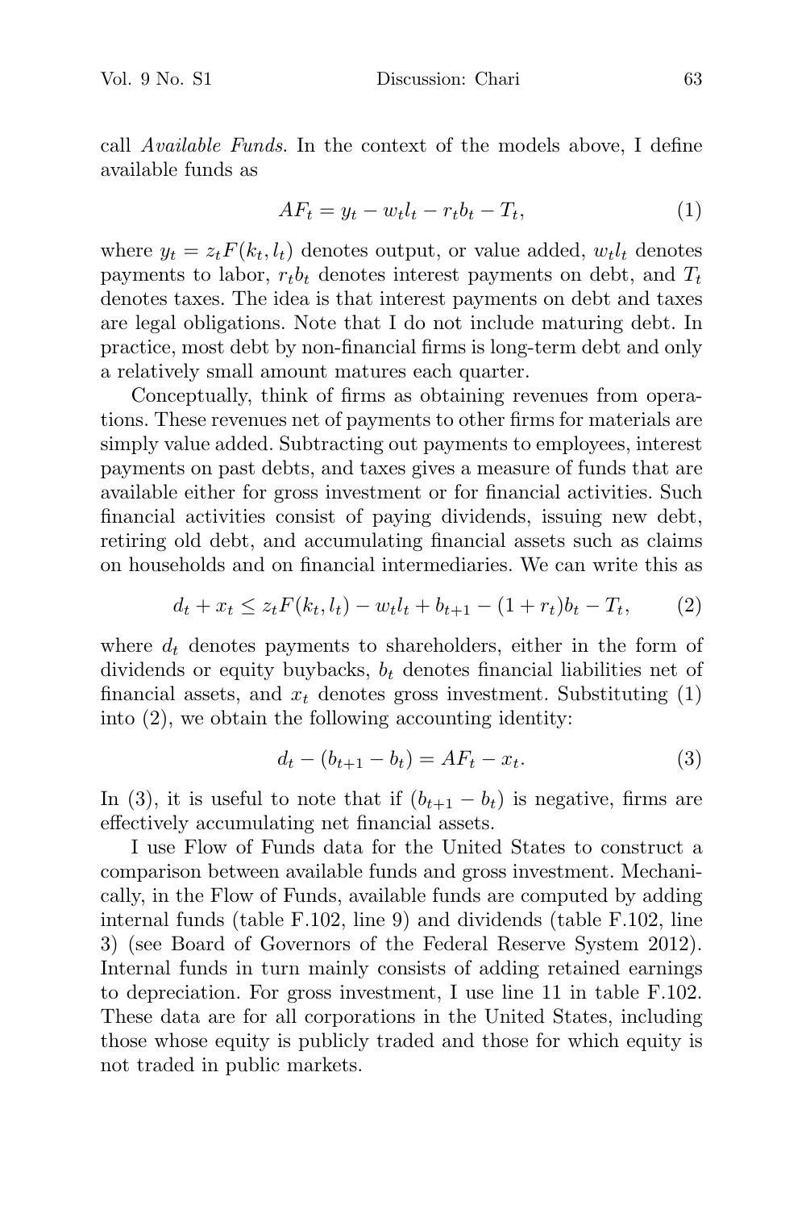call *Available Funds*. In the context of the models above, I define available funds as

$$AF_t = y_t - w_t l_t - r_t b_t - T_t, \tag{1}$$

where $y_t = z_t F(k_t, l_t)$ denotes output, or value added, $w_t l_t$ denotes payments to labor, $r_t b_t$ denotes interest payments on debt, and $T_t$ denotes taxes. The idea is that interest payments on debt and taxes are legal obligations. Note that I do not include maturing debt. In practice, most debt by non-financial firms is long-term debt and only a relatively small amount matures each quarter.

Conceptually, think of firms as obtaining revenues from operations. These revenues net of payments to other firms for materials are simply value added. Subtracting out payments to employees, interest payments on past debts, and taxes gives a measure of funds that are available either for gross investment or for financial activities. Such financial activities consist of paying dividends, issuing new debt, retiring old debt, and accumulating financial assets such as claims on households and on financial intermediaries. We can write this as

$$d_t + x_t \leq z_t F(k_t, l_t) - w_t l_t + b_{t+1} - (1 + r_t) b_t - T_t, \tag{2}$$

where $d_t$ denotes payments to shareholders, either in the form of dividends or equity buybacks, $b_t$ denotes financial liabilities net of financial assets, and $x_t$ denotes gross investment. Substituting (1) into (2), we obtain the following accounting identity:

$$d_t - (b_{t+1} - b_t) = AF_t - x_t. \tag{3}$$

In (3), it is useful to note that if $(b_{t+1} - b_t)$ is negative, firms are effectively accumulating net financial assets.

I use Flow of Funds data for the United States to construct a comparison between available funds and gross investment. Mechanically, in the Flow of Funds, available funds are computed by adding internal funds (table F.102, line 9) and dividends (table F.102, line 3) (see Board of Governors of the Federal Reserve System 2012). Internal funds in turn mainly consists of adding retained earnings to depreciation. For gross investment, I use line 11 in table F.102. These data are for all corporations in the United States, including those whose equity is publicly traded and those for which equity is not traded in public markets.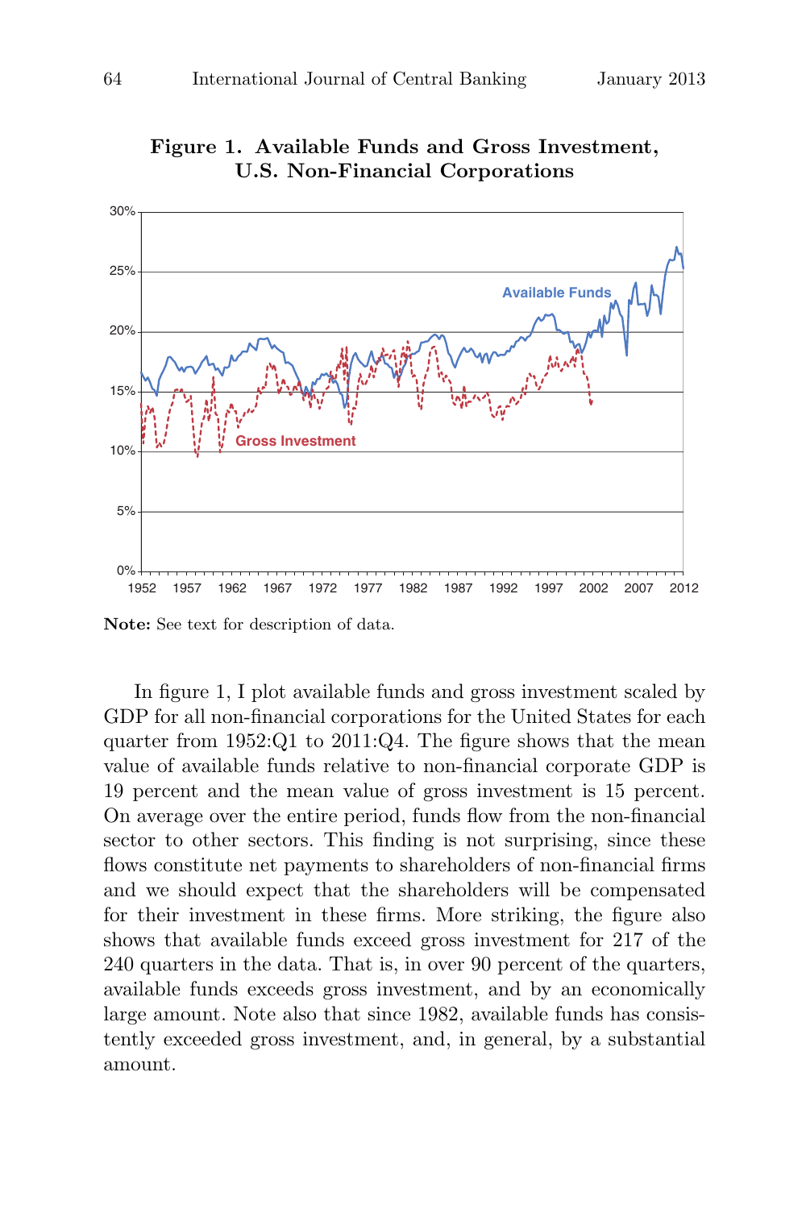**Figure 1. Available Funds and Gross Investment, U.S. Non-Financial Corporations**

**Note:** See text for description of data.

In figure 1, I plot available funds and gross investment scaled by GDP for all non-financial corporations for the United States for each quarter from 1952:Q1 to 2011:Q4. The figure shows that the mean value of available funds relative to non-financial corporate GDP is 19 percent and the mean value of gross investment is 15 percent. On average over the entire period, funds flow from the non-financial sector to other sectors. This finding is not surprising, since these flows constitute net payments to shareholders of non-financial firms and we should expect that the shareholders will be compensated for their investment in these firms. More striking, the figure also shows that available funds exceed gross investment for 217 of the 240 quarters in the data. That is, in over 90 percent of the quarters, available funds exceeds gross investment, and by an economically large amount. Note also that since 1982, available funds has consistently exceeded gross investment, and, in general, by a substantial amount.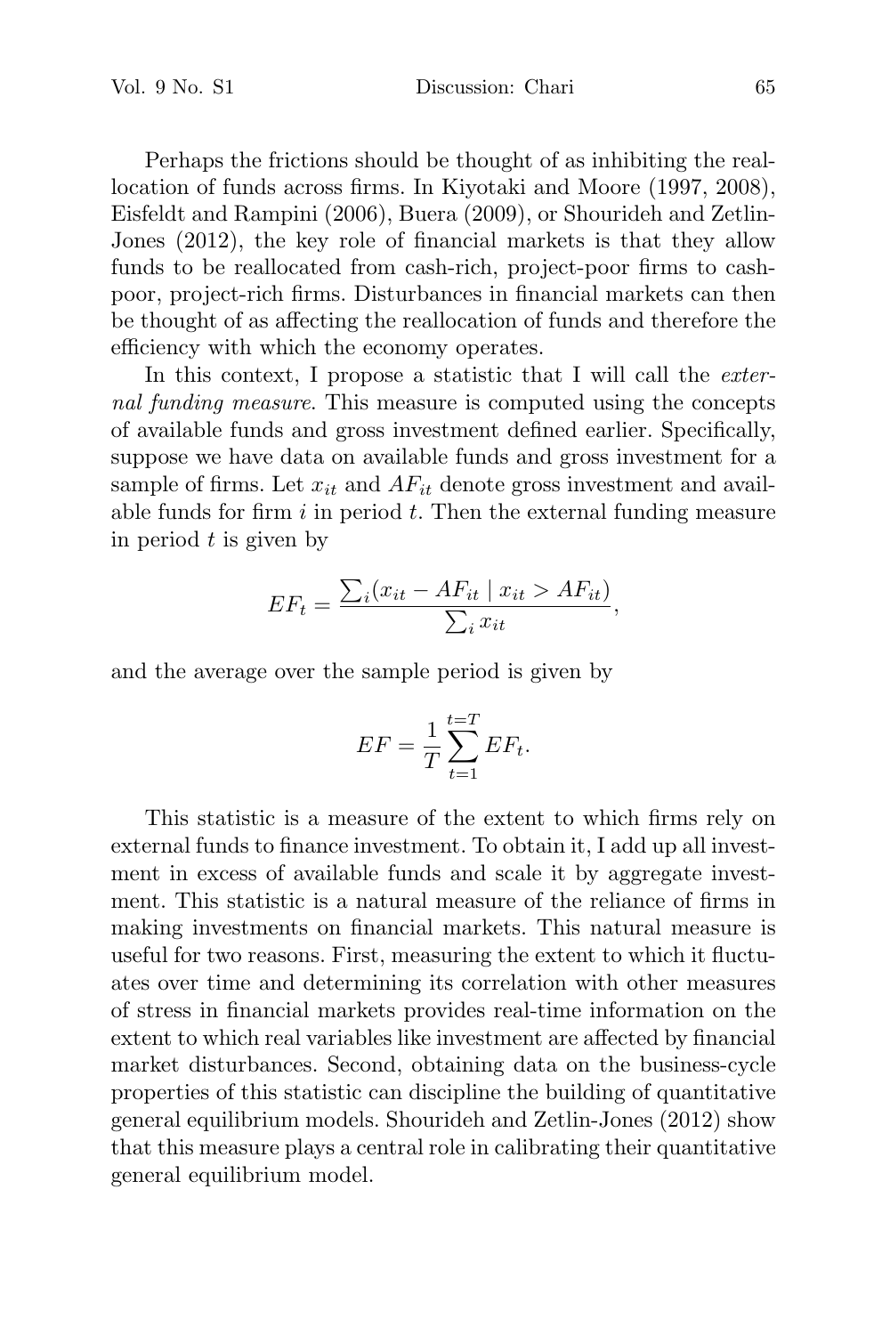Perhaps the frictions should be thought of as inhibiting the reallocation of funds across firms. In Kiyotaki and Moore (1997, 2008), Eisfeldt and Rampini (2006), Buera (2009), or Shourideh and Zetlin-Jones (2012), the key role of financial markets is that they allow funds to be reallocated from cash-rich, project-poor firms to cash-poor, project-rich firms. Disturbances in financial markets can then be thought of as affecting the reallocation of funds and therefore the efficiency with which the economy operates.

In this context, I propose a statistic that I will call the *external funding measure*. This measure is computed using the concepts of available funds and gross investment defined earlier. Specifically, suppose we have data on available funds and gross investment for a sample of firms. Let $x_{it}$ and $AF_{it}$ denote gross investment and available funds for firm $i$ in period $t$. Then the external funding measure in period $t$ is given by

$$EF_t = \frac{\sum_i (x_{it} - AF_{it} \mid x_{it} > AF_{it})}{\sum_i x_{it}},$$

and the average over the sample period is given by

$$EF = \frac{1}{T} \sum_{t=1}^{t=T} EF_t.$$

This statistic is a measure of the extent to which firms rely on external funds to finance investment. To obtain it, I add up all investment in excess of available funds and scale it by aggregate investment. This statistic is a natural measure of the reliance of firms in making investments on financial markets. This natural measure is useful for two reasons. First, measuring the extent to which it fluctuates over time and determining its correlation with other measures of stress in financial markets provides real-time information on the extent to which real variables like investment are affected by financial market disturbances. Second, obtaining data on the business-cycle properties of this statistic can discipline the building of quantitative general equilibrium models. Shourideh and Zetlin-Jones (2012) show that this measure plays a central role in calibrating their quantitative general equilibrium model.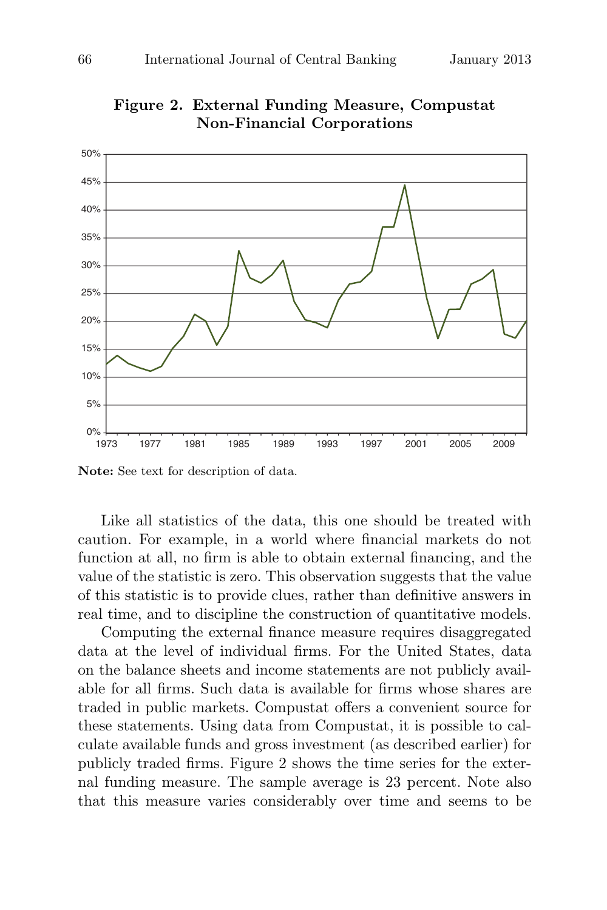**Figure 2. External Funding Measure, Compustat Non-Financial Corporations**

**Note:** See text for description of data.

Like all statistics of the data, this one should be treated with caution. For example, in a world where financial markets do not function at all, no firm is able to obtain external financing, and the value of the statistic is zero. This observation suggests that the value of this statistic is to provide clues, rather than definitive answers in real time, and to discipline the construction of quantitative models.

Computing the external finance measure requires disaggregated data at the level of individual firms. For the United States, data on the balance sheets and income statements are not publicly available for all firms. Such data is available for firms whose shares are traded in public markets. Compustat offers a convenient source for these statements. Using data from Compustat, it is possible to calculate available funds and gross investment (as described earlier) for publicly traded firms. Figure 2 shows the time series for the external funding measure. The sample average is 23 percent. Note also that this measure varies considerably over time and seems to be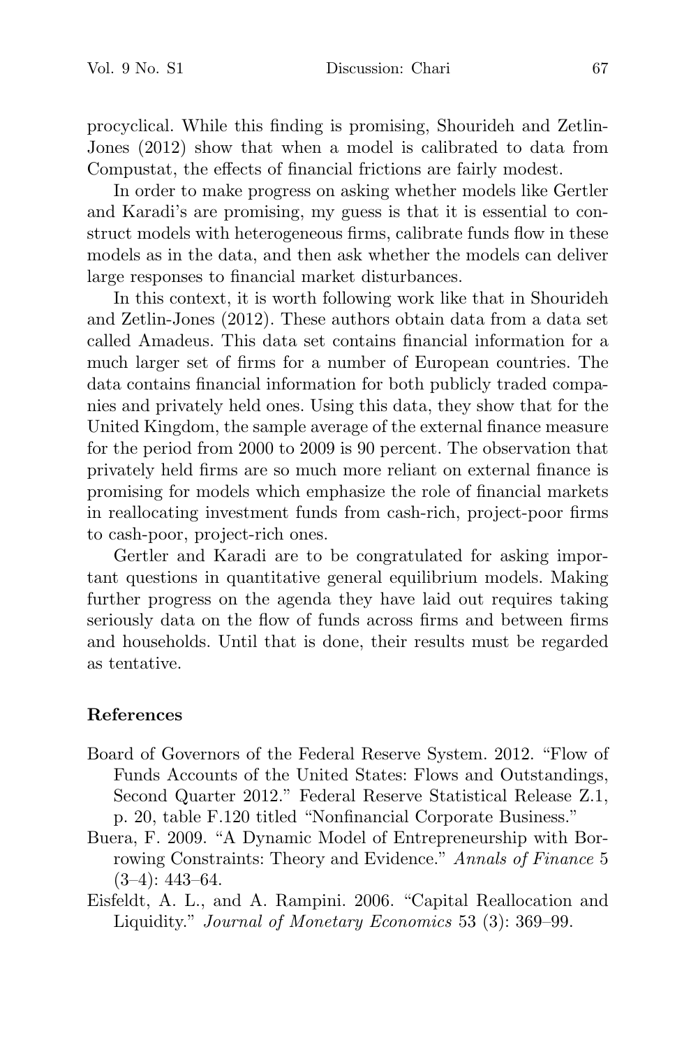procyclical. While this finding is promising, Shourideh and Zetlin-Jones (2012) show that when a model is calibrated to data from Compustat, the effects of financial frictions are fairly modest.

In order to make progress on asking whether models like Gertler and Karadi's are promising, my guess is that it is essential to construct models with heterogeneous firms, calibrate funds flow in these models as in the data, and then ask whether the models can deliver large responses to financial market disturbances.

In this context, it is worth following work like that in Shourideh and Zetlin-Jones (2012). These authors obtain data from a data set called Amadeus. This data set contains financial information for a much larger set of firms for a number of European countries. The data contains financial information for both publicly traded companies and privately held ones. Using this data, they show that for the United Kingdom, the sample average of the external finance measure for the period from 2000 to 2009 is 90 percent. The observation that privately held firms are so much more reliant on external finance is promising for models which emphasize the role of financial markets in reallocating investment funds from cash-rich, project-poor firms to cash-poor, project-rich ones.

Gertler and Karadi are to be congratulated for asking important questions in quantitative general equilibrium models. Making further progress on the agenda they have laid out requires taking seriously data on the flow of funds across firms and between firms and households. Until that is done, their results must be regarded as tentative.

## References

Board of Governors of the Federal Reserve System. 2012. "Flow of Funds Accounts of the United States: Flows and Outstandings, Second Quarter 2012." Federal Reserve Statistical Release Z.1, p. 20, table F.120 titled "Nonfinancial Corporate Business."

Buera, F. 2009. "A Dynamic Model of Entrepreneurship with Borrowing Constraints: Theory and Evidence." *Annals of Finance* 5 (3–4): 443–64.

Eisfeldt, A. L., and A. Rampini. 2006. "Capital Reallocation and Liquidity." *Journal of Monetary Economics* 53 (3): 369–99.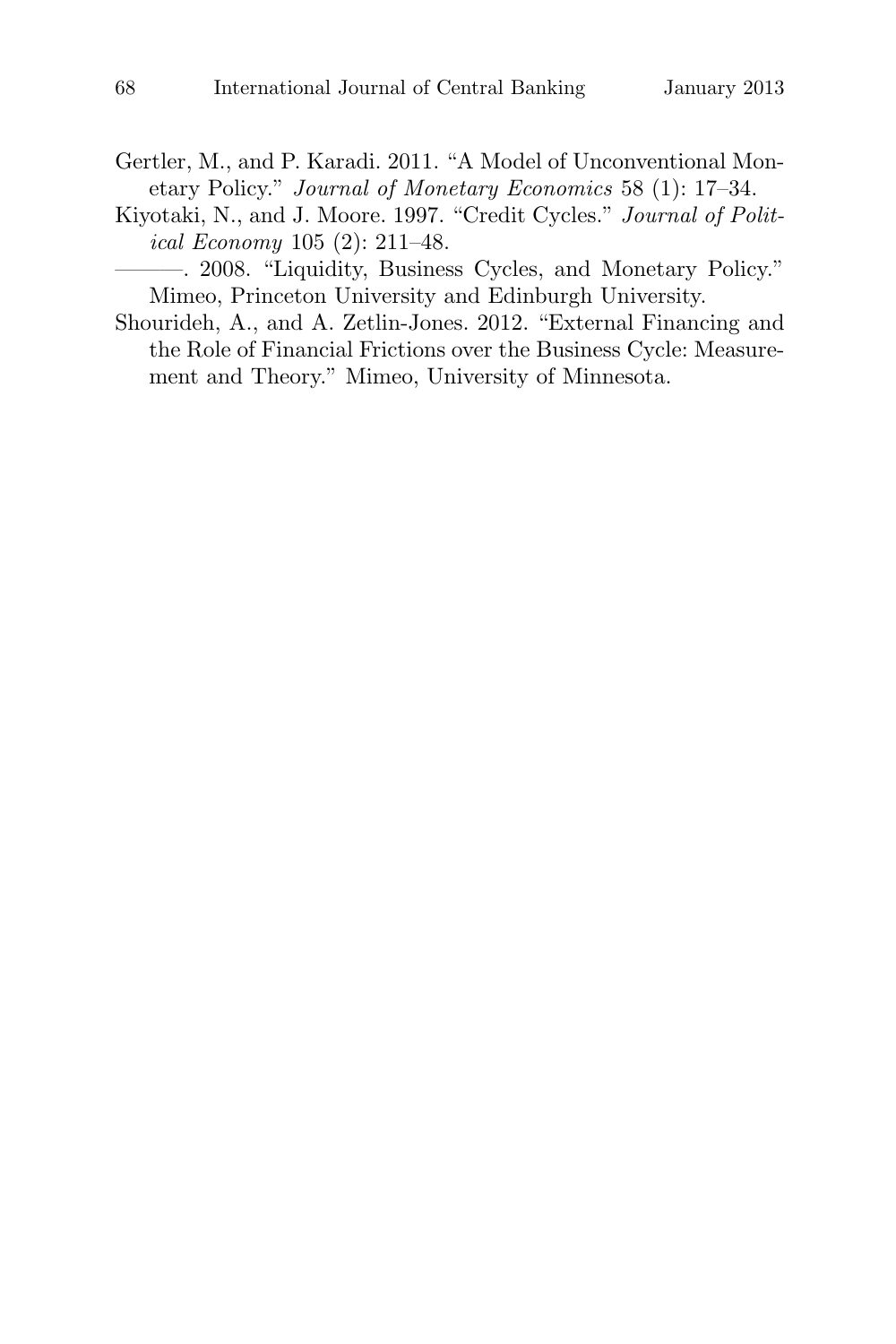Gertler, M., and P. Karadi. 2011. "A Model of Unconventional Monetary Policy." *Journal of Monetary Economics* 58 (1): 17–34.

Kiyotaki, N., and J. Moore. 1997. "Credit Cycles." *Journal of Political Economy* 105 (2): 211–48.

———. 2008. "Liquidity, Business Cycles, and Monetary Policy." Mimeo, Princeton University and Edinburgh University.

Shourideh, A., and A. Zetlin-Jones. 2012. "External Financing and the Role of Financial Frictions over the Business Cycle: Measurement and Theory." Mimeo, University of Minnesota.